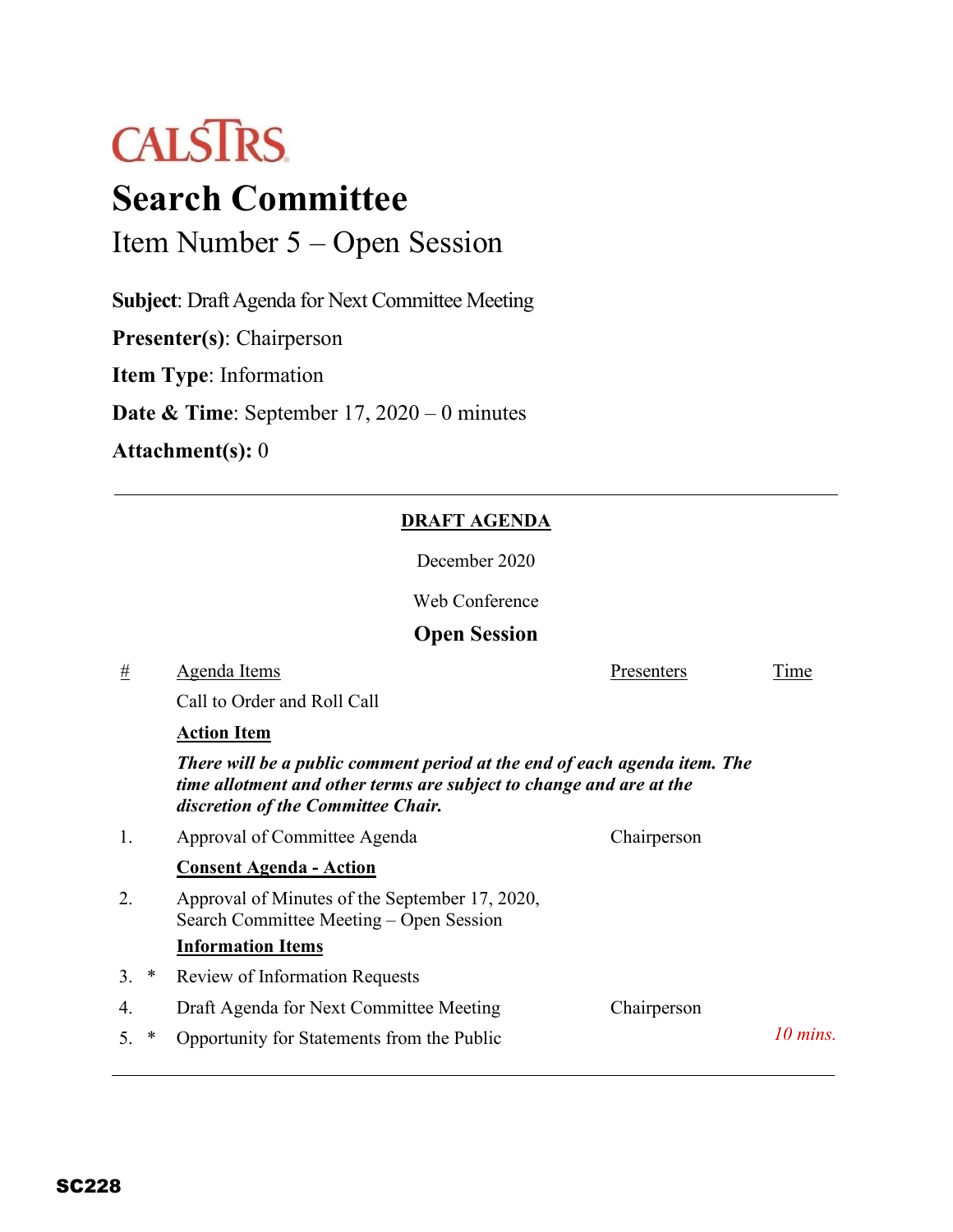CALSTRS

# Search Committee

## Item Number 5 – Open Session

**Subject**: Draft Agenda for Next Committee Meeting

**Presenter(s)**: Chairperson

**Item Type**: Information

**Date & Time**: September 17, 2020 – 0 minutes

**Attachment(s):** 0

---

**DRAFT AGENDA**

December 2020

Web Conference

**Open Session**

| # | | Agenda Items | Presenters | Time |
|---|---|---|---|---|
| | | Call to Order and Roll Call | | |
| | | **Action Item** | | |
| | | ***There will be a public comment period at the end of each agenda item. The time allotment and other terms are subject to change and are at the discretion of the Committee Chair.*** | | |
| 1. | | Approval of Committee Agenda | Chairperson | |
| | | **Consent Agenda - Action** | | |
| 2. | | Approval of Minutes of the September 17, 2020, Search Committee Meeting – Open Session | | |
| | | **Information Items** | | |
| 3. | * | Review of Information Requests | | |
| 4. | | Draft Agenda for Next Committee Meeting | Chairperson | |
| 5. | * | Opportunity for Statements from the Public | | *10 mins.* |

---

SC228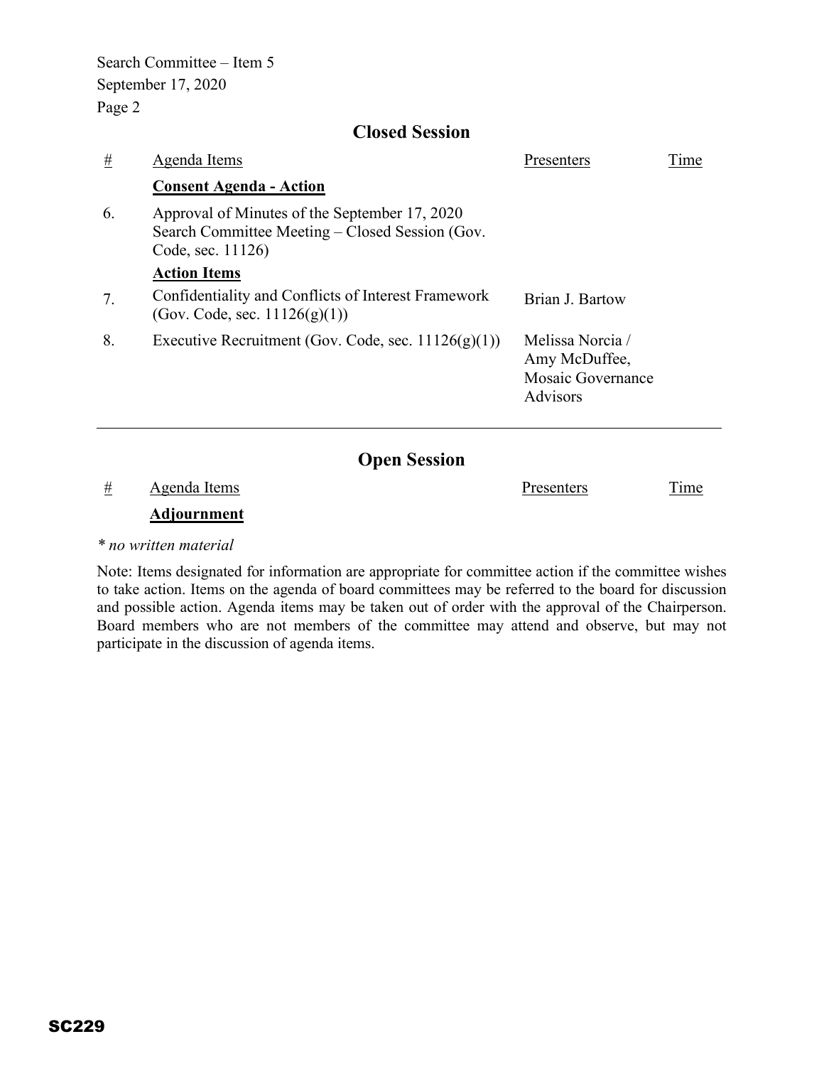## Closed Session

| # | Agenda Items | Presenters | Time |
|---|---|---|---|
| | **Consent Agenda - Action** | | |
| 6. | Approval of Minutes of the September 17, 2020 Search Committee Meeting – Closed Session (Gov. Code, sec. 11126) | | |
| | **Action Items** | | |
| 7. | Confidentiality and Conflicts of Interest Framework (Gov. Code, sec. 11126(g)(1)) | Brian J. Bartow | |
| 8. | Executive Recruitment (Gov. Code, sec. 11126(g)(1)) | Melissa Norcia / Amy McDuffee, Mosaic Governance Advisors | |

---

## Open Session

| # | Agenda Items | Presenters | Time |
|---|---|---|---|
| | **Adjournment** | | |

*\* no written material*

Note: Items designated for information are appropriate for committee action if the committee wishes to take action. Items on the agenda of board committees may be referred to the board for discussion and possible action. Agenda items may be taken out of order with the approval of the Chairperson. Board members who are not members of the committee may attend and observe, but may not participate in the discussion of agenda items.

SC229